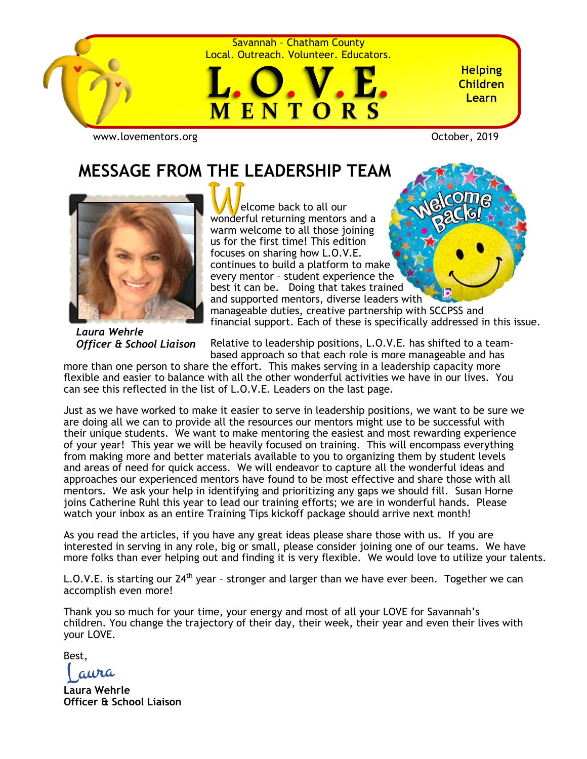Savannah – Chatham County
Local. Outreach. Volunteer. Educators.

# L.O.V.E. MENTORS

**Helping Children Learn**

www.lovementors.org

October, 2019

## MESSAGE FROM THE LEADERSHIP TEAM

*Laura Wehrle*
*Officer & School Liaison*

Welcome back to all our wonderful returning mentors and a warm welcome to all those joining us for the first time! This edition focuses on sharing how L.O.V.E. continues to build a platform to make every mentor – student experience the best it can be. Doing that takes trained and supported mentors, diverse leaders with manageable duties, creative partnership with SCCPSS and financial support. Each of these is specifically addressed in this issue.

Relative to leadership positions, L.O.V.E. has shifted to a team-based approach so that each role is more manageable and has more than one person to share the effort. This makes serving in a leadership capacity more flexible and easier to balance with all the other wonderful activities we have in our lives. You can see this reflected in the list of L.O.V.E. Leaders on the last page.

Just as we have worked to make it easier to serve in leadership positions, we want to be sure we are doing all we can to provide all the resources our mentors might use to be successful with their unique students. We want to make mentoring the easiest and most rewarding experience of your year! This year we will be heavily focused on training. This will encompass everything from making more and better materials available to you to organizing them by student levels and areas of need for quick access. We will endeavor to capture all the wonderful ideas and approaches our experienced mentors have found to be most effective and share those with all mentors. We ask your help in identifying and prioritizing any gaps we should fill. Susan Horne joins Catherine Ruhl this year to lead our training efforts; we are in wonderful hands. Please watch your inbox as an entire Training Tips kickoff package should arrive next month!

As you read the articles, if you have any great ideas please share those with us. If you are interested in serving in any role, big or small, please consider joining one of our teams. We have more folks than ever helping out and finding it is very flexible. We would love to utilize your talents.

L.O.V.E. is starting our 24th year – stronger and larger than we have ever been. Together we can accomplish even more!

Thank you so much for your time, your energy and most of all your LOVE for Savannah's children. You change the trajectory of their day, their week, their year and even their lives with your LOVE.

Best,

Laura

**Laura Wehrle**
**Officer & School Liaison**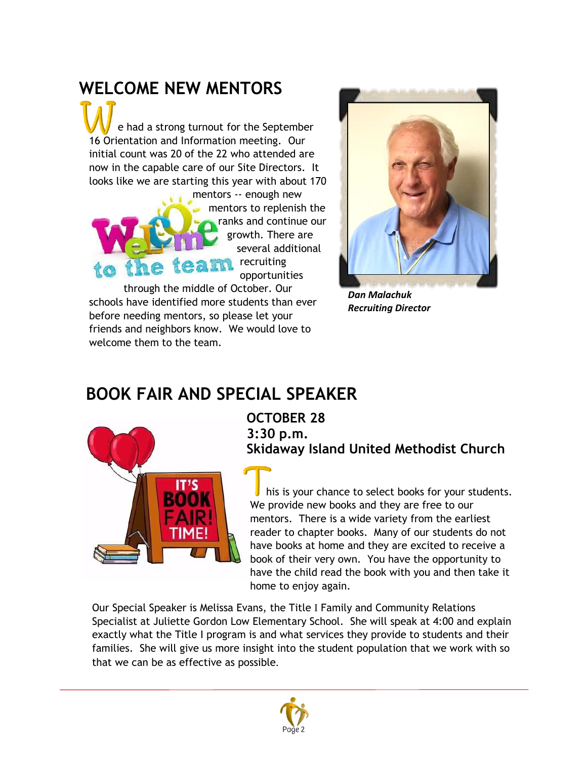## WELCOME NEW MENTORS

We had a strong turnout for the September 16 Orientation and Information meeting. Our initial count was 20 of the 22 who attended are now in the capable care of our Site Directors. It looks like we are starting this year with about 170 mentors -- enough new mentors to replenish the ranks and continue our growth. There are several additional recruiting opportunities through the middle of October. Our schools have identified more students than ever before needing mentors, so please let your friends and neighbors know. We would love to welcome them to the team.

***Dan Malachuk***
***Recruiting Director***

## BOOK FAIR AND SPECIAL SPEAKER

**OCTOBER 28**
**3:30 p.m.**
**Skidaway Island United Methodist Church**

This is your chance to select books for your students. We provide new books and they are free to our mentors. There is a wide variety from the earliest reader to chapter books. Many of our students do not have books at home and they are excited to receive a book of their very own. You have the opportunity to have the child read the book with you and then take it home to enjoy again.

Our Special Speaker is Melissa Evans, the Title I Family and Community Relations Specialist at Juliette Gordon Low Elementary School. She will speak at 4:00 and explain exactly what the Title I program is and what services they provide to students and their families. She will give us more insight into the student population that we work with so that we can be as effective as possible.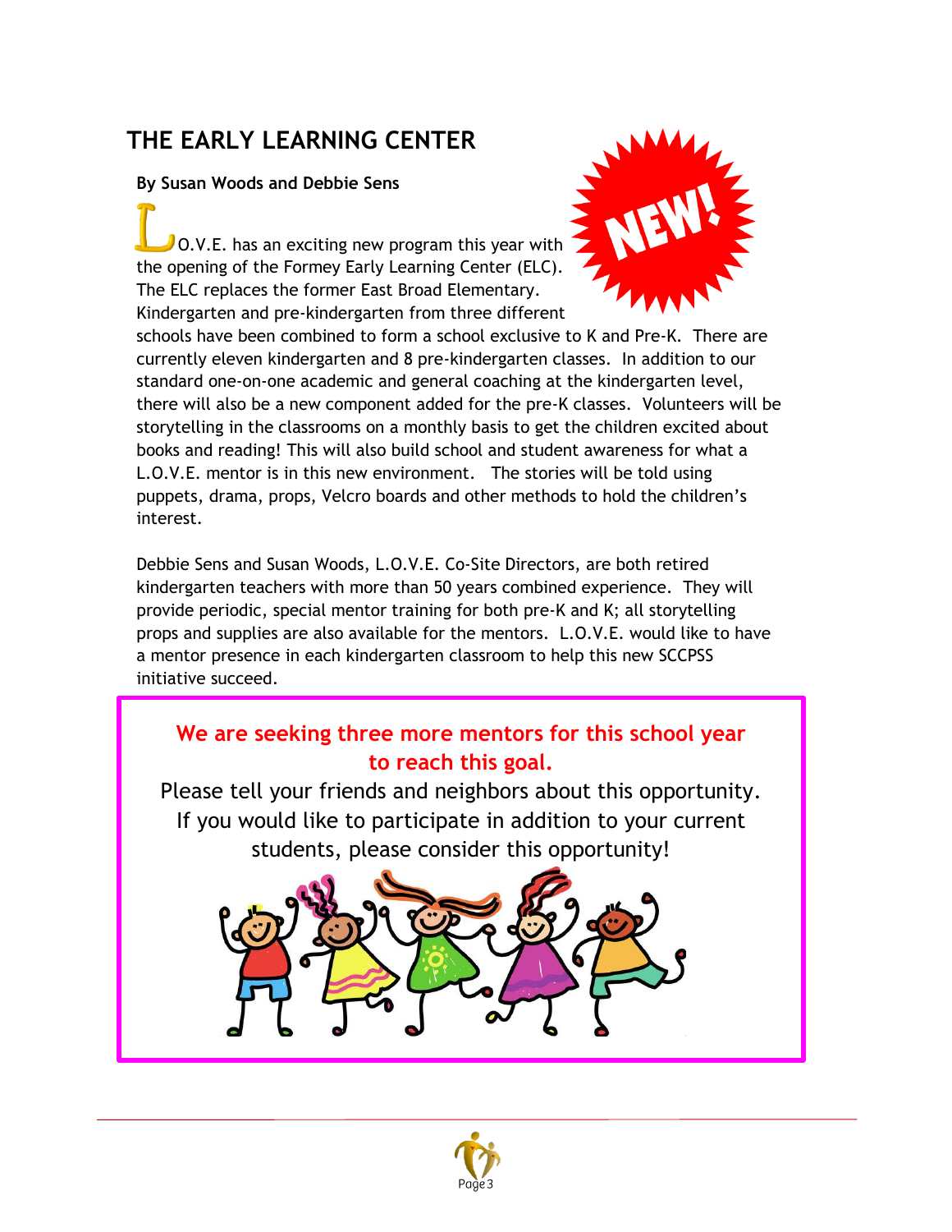# THE EARLY LEARNING CENTER

**By Susan Woods and Debbie Sens**

L.O.V.E. has an exciting new program this year with the opening of the Formey Early Learning Center (ELC). The ELC replaces the former East Broad Elementary. Kindergarten and pre-kindergarten from three different schools have been combined to form a school exclusive to K and Pre-K. There are currently eleven kindergarten and 8 pre-kindergarten classes. In addition to our standard one-on-one academic and general coaching at the kindergarten level, there will also be a new component added for the pre-K classes. Volunteers will be storytelling in the classrooms on a monthly basis to get the children excited about books and reading! This will also build school and student awareness for what a L.O.V.E. mentor is in this new environment. The stories will be told using puppets, drama, props, Velcro boards and other methods to hold the children's interest.

Debbie Sens and Susan Woods, L.O.V.E. Co-Site Directors, are both retired kindergarten teachers with more than 50 years combined experience. They will provide periodic, special mentor training for both pre-K and K; all storytelling props and supplies are also available for the mentors. L.O.V.E. would like to have a mentor presence in each kindergarten classroom to help this new SCCPSS initiative succeed.

**We are seeking three more mentors for this school year to reach this goal.**

Please tell your friends and neighbors about this opportunity. If you would like to participate in addition to your current students, please consider this opportunity!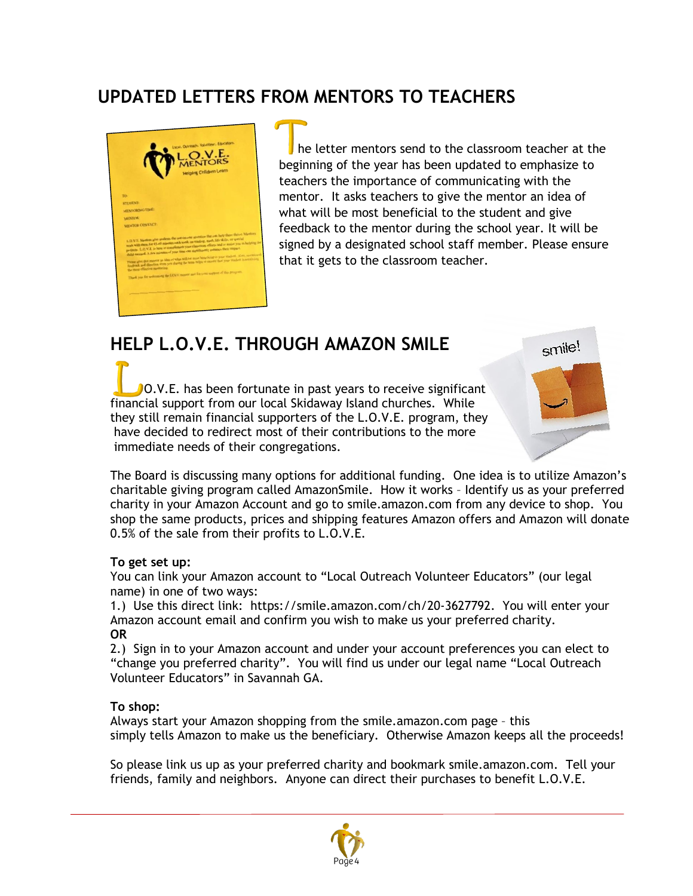## UPDATED LETTERS FROM MENTORS TO TEACHERS

The letter mentors send to the classroom teacher at the beginning of the year has been updated to emphasize to teachers the importance of communicating with the mentor. It asks teachers to give the mentor an idea of what will be most beneficial to the student and give feedback to the mentor during the school year. It will be signed by a designated school staff member. Please ensure that it gets to the classroom teacher.

## HELP L.O.V.E. THROUGH AMAZON SMILE

L.O.V.E. has been fortunate in past years to receive significant financial support from our local Skidaway Island churches. While they still remain financial supporters of the L.O.V.E. program, they have decided to redirect most of their contributions to the more immediate needs of their congregations.

The Board is discussing many options for additional funding. One idea is to utilize Amazon's charitable giving program called AmazonSmile. How it works – Identify us as your preferred charity in your Amazon Account and go to smile.amazon.com from any device to shop. You shop the same products, prices and shipping features Amazon offers and Amazon will donate 0.5% of the sale from their profits to L.O.V.E.

**To get set up:**
You can link your Amazon account to "Local Outreach Volunteer Educators" (our legal name) in one of two ways:
1.) Use this direct link: https://smile.amazon.com/ch/20-3627792. You will enter your Amazon account email and confirm you wish to make us your preferred charity.
**OR**
2.) Sign in to your Amazon account and under your account preferences you can elect to "change you preferred charity". You will find us under our legal name "Local Outreach Volunteer Educators" in Savannah GA.

**To shop:**
Always start your Amazon shopping from the smile.amazon.com page – this simply tells Amazon to make us the beneficiary. Otherwise Amazon keeps all the proceeds!

So please link us up as your preferred charity and bookmark smile.amazon.com. Tell your friends, family and neighbors. Anyone can direct their purchases to benefit L.O.V.E.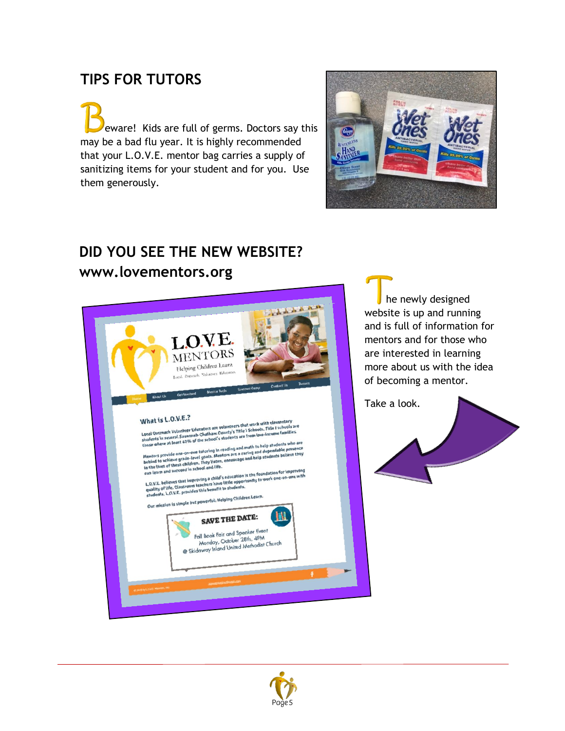## TIPS FOR TUTORS

Beware! Kids are full of germs. Doctors say this may be a bad flu year. It is highly recommended that your L.O.V.E. mentor bag carries a supply of sanitizing items for your student and for you. Use them generously.

## DID YOU SEE THE NEW WEBSITE?
## www.lovementors.org

The newly designed website is up and running and is full of information for mentors and for those who are interested in learning more about us with the idea of becoming a mentor.

Take a look.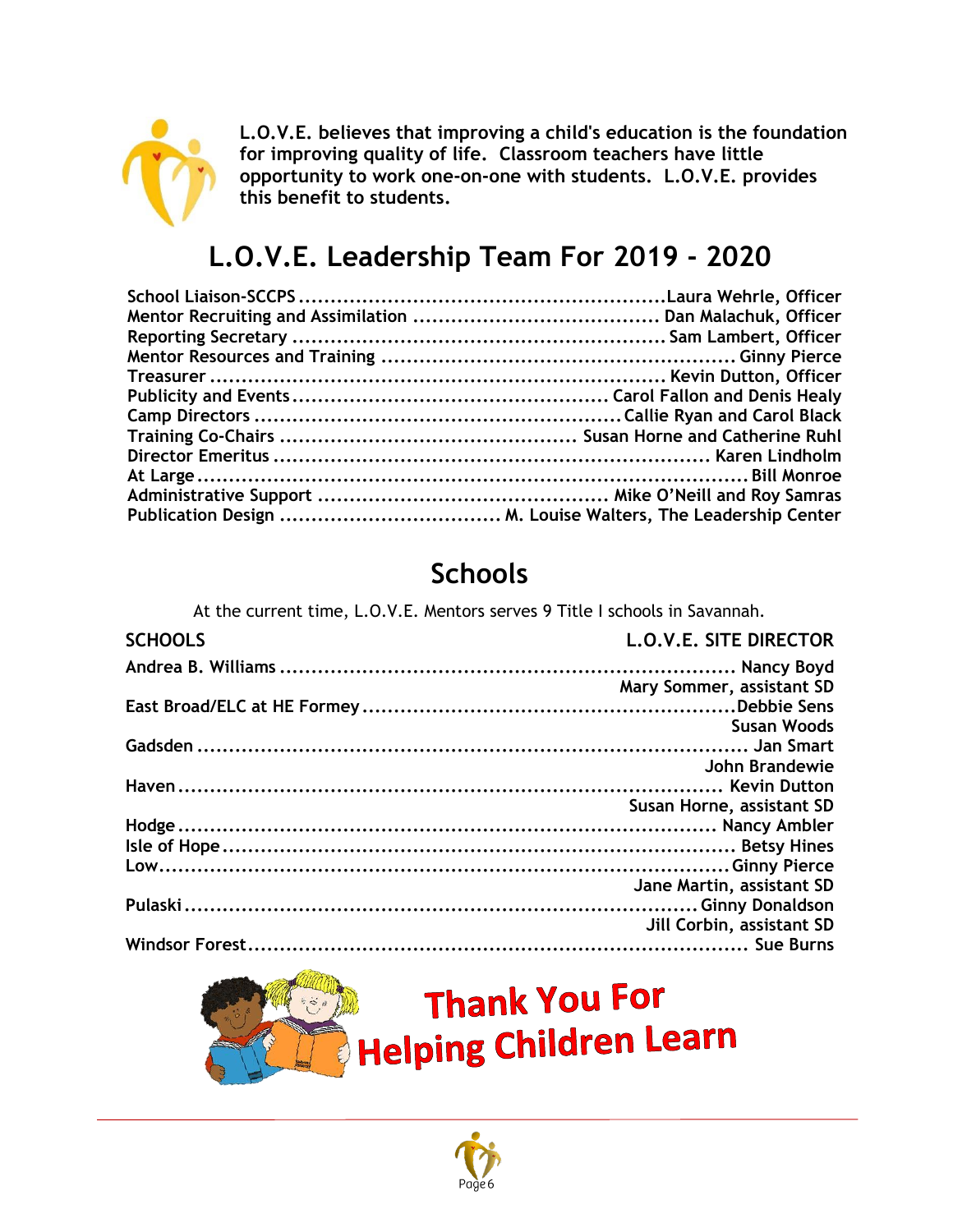**L.O.V.E. believes that improving a child's education is the foundation for improving quality of life. Classroom teachers have little opportunity to work one-on-one with students. L.O.V.E. provides this benefit to students.**

## L.O.V.E. Leadership Team For 2019 - 2020

| | |
|---|---|
| School Liaison-SCCPS | Laura Wehrle, Officer |
| Mentor Recruiting and Assimilation | Dan Malachuk, Officer |
| Reporting Secretary | Sam Lambert, Officer |
| Mentor Resources and Training | Ginny Pierce |
| Treasurer | Kevin Dutton, Officer |
| Publicity and Events | Carol Fallon and Denis Healy |
| Camp Directors | Callie Ryan and Carol Black |
| Training Co-Chairs | Susan Horne and Catherine Ruhl |
| Director Emeritus | Karen Lindholm |
| At Large | Bill Monroe |
| Administrative Support | Mike O'Neill and Roy Samras |
| Publication Design | M. Louise Walters, The Leadership Center |

## Schools

At the current time, L.O.V.E. Mentors serves 9 Title I schools in Savannah.

| SCHOOLS | L.O.V.E. SITE DIRECTOR |
|---|---|
| Andrea B. Williams | Nancy Boyd<br>Mary Sommer, assistant SD |
| East Broad/ELC at HE Formey | Debbie Sens<br>Susan Woods |
| Gadsden | Jan Smart<br>John Brandewie |
| Haven | Kevin Dutton<br>Susan Horne, assistant SD |
| Hodge | Nancy Ambler |
| Isle of Hope | Betsy Hines |
| Low | Ginny Pierce<br>Jane Martin, assistant SD |
| Pulaski | Ginny Donaldson<br>Jill Corbin, assistant SD |
| Windsor Forest | Sue Burns |

**Thank You For Helping Children Learn**